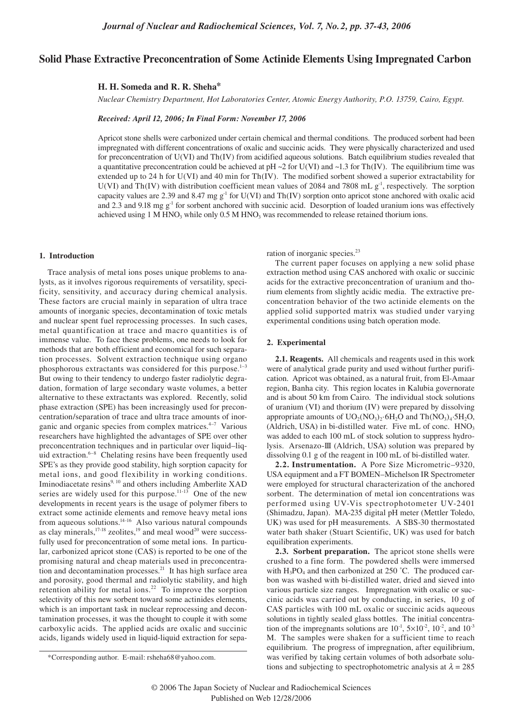# Solid Phase Extractive Preconcentration of Some Actinide Elements Using Impregnated Carbon

**H. H. Someda and R. R. Sheha***

*Nuclear Chemistry Department, Hot Laboratories Center, Atomic Energy Authority, P.O. 13759, Cairo, Egypt.*

***Received: April 12, 2006; In Final Form: November 17, 2006***

Apricot stone shells were carbonized under certain chemical and thermal conditions. The produced sorbent had been impregnated with different concentrations of oxalic and succinic acids. They were physically characterized and used for preconcentration of U(VI) and Th(IV) from acidified aqueous solutions. Batch equilibrium studies revealed that a quantitative preconcentration could be achieved at pH ~2 for U(VI) and ~1.3 for Th(IV). The equilibrium time was extended up to 24 h for U(VI) and 40 min for Th(IV). The modified sorbent showed a superior extractability for U(VI) and Th(IV) with distribution coefficient mean values of 2084 and 7808 mL $g^{-1}$, respectively. The sorption capacity values are 2.39 and 8.47 mg $g^{-1}$ for U(VI) and Th(IV) sorption onto apricot stone anchored with oxalic acid and 2.3 and 9.18 mg $g^{-1}$ for sorbent anchored with succinic acid. Desorption of loaded uranium ions was effectively achieved using 1 M $HNO_3$ while only 0.5 M $HNO_3$ was recommended to release retained thorium ions.

## 1. Introduction

Trace analysis of metal ions poses unique problems to analysts, as it involves rigorous requirements of versatility, specificity, sensitivity, and accuracy during chemical analysis. These factors are crucial mainly in separation of ultra trace amounts of inorganic species, decontamination of toxic metals and nuclear spent fuel reprocessing processes. In such cases, metal quantification at trace and macro quantities is of immense value. To face these problems, one needs to look for methods that are both efficient and economical for such separation processes. Solvent extraction technique using organo phosphorous extractants was considered for this purpose.[1–3] But owing to their tendency to undergo faster radiolytic degradation, formation of large secondary waste volumes, a better alternative to these extractants was explored. Recently, solid phase extraction (SPE) has been increasingly used for preconcentration/separation of trace and ultra trace amounts of inorganic and organic species from complex matrices.[4–7] Various researchers have highlighted the advantages of SPE over other preconcentration techniques and in particular over liquid–liquid extraction.[6–8] Chelating resins have been frequently used SPE's as they provide good stability, high sorption capacity for metal ions, and good flexibility in working conditions. Iminodiacetate resins[9, 10] and others including Amberlite XAD series are widely used for this purpose.[11-13] One of the new developments in recent years is the usage of polymer fibers to extract some actinide elements and remove heavy metal ions from aqueous solutions.[14–16] Also various natural compounds as clay minerals,[17-18] zeolites,[19] and meal wood[20] were successfully used for preconcentration of some metal ions. In particular, carbonized apricot stone (CAS) is reported to be one of the promising natural and cheap materials used in preconcentration and decontamination processes.[21] It has high surface area and porosity, good thermal and radiolytic stability, and high retention ability for metal ions.[22] To improve the sorption selectivity of this new sorbent toward some actinides elements, which is an important task in nuclear reprocessing and decontamination processes, it was the thought to couple it with some carboxylic acids. The applied acids are oxalic and succinic acids, ligands widely used in liquid-liquid extraction for separation of inorganic species.[23]

The current paper focuses on applying a new solid phase extraction method using CAS anchored with oxalic or succinic acids for the extractive preconcentration of uranium and thorium elements from slightly acidic media. The extractive preconcentration behavior of the two actinide elements on the applied solid supported matrix was studied under varying experimental conditions using batch operation mode.

## 2. Experimental

**2.1. Reagents.** All chemicals and reagents used in this work were of analytical grade purity and used without further purification. Apricot was obtained, as a natural fruit, from El-Amaar region, Banha city. This region locates in Kalubia governorate and is about 50 km from Cairo. The individual stock solutions of uranium (VI) and thorium (IV) were prepared by dissolving appropriate amounts of $UO_2(NO_3)_2{\cdot}6H_2O$ and $Th(NO_3)_4{\cdot}5H_2O$, (Aldrich, USA) in bi-distilled water. Five mL of conc. $HNO_3$ was added to each 100 mL of stock solution to suppress hydrolysis. Arsenazo-III (Aldrich, USA) solution was prepared by dissolving 0.1 g of the reagent in 100 mL of bi-distilled water.

**2.2. Instrumentation.** A Pore Size Micrometric–9320, USA equipment and a FT BOMEN–Michelson IR Spectrometer were employed for structural characterization of the anchored sorbent. The determination of metal ion concentrations was performed using UV-Vis spectrophotometer UV-2401 (Shimadzu, Japan). MA-235 digital pH meter (Mettler Toledo, UK) was used for pH measurements. A SBS-30 thermostated water bath shaker (Stuart Scientific, UK) was used for batch equilibration experiments.

**2.3. Sorbent preparation.** The apricot stone shells were crushed to a fine form. The powdered shells were immersed with $H_3PO_4$ and then carbonized at 250 ˚C. The produced carbon was washed with bi-distilled water, dried and sieved into various particle size ranges. Impregnation with oxalic or succinic acids was carried out by conducting, in series, 10 g of CAS particles with 100 mL oxalic or succinic acids aqueous solutions in tightly sealed glass bottles. The initial concentration of the impregnants solutions are $10^{-1}$, $5{\times}10^{-2}$, $10^{-2}$, and $10^{-3}$ M. The samples were shaken for a sufficient time to reach equilibrium. The progress of impregnation, after equilibrium, was verified by taking certain volumes of both adsorbate solutions and subjecting to spectrophotometric analysis at $\lambda = 285$

*Corresponding author. E-mail: rsheha68@yahoo.com.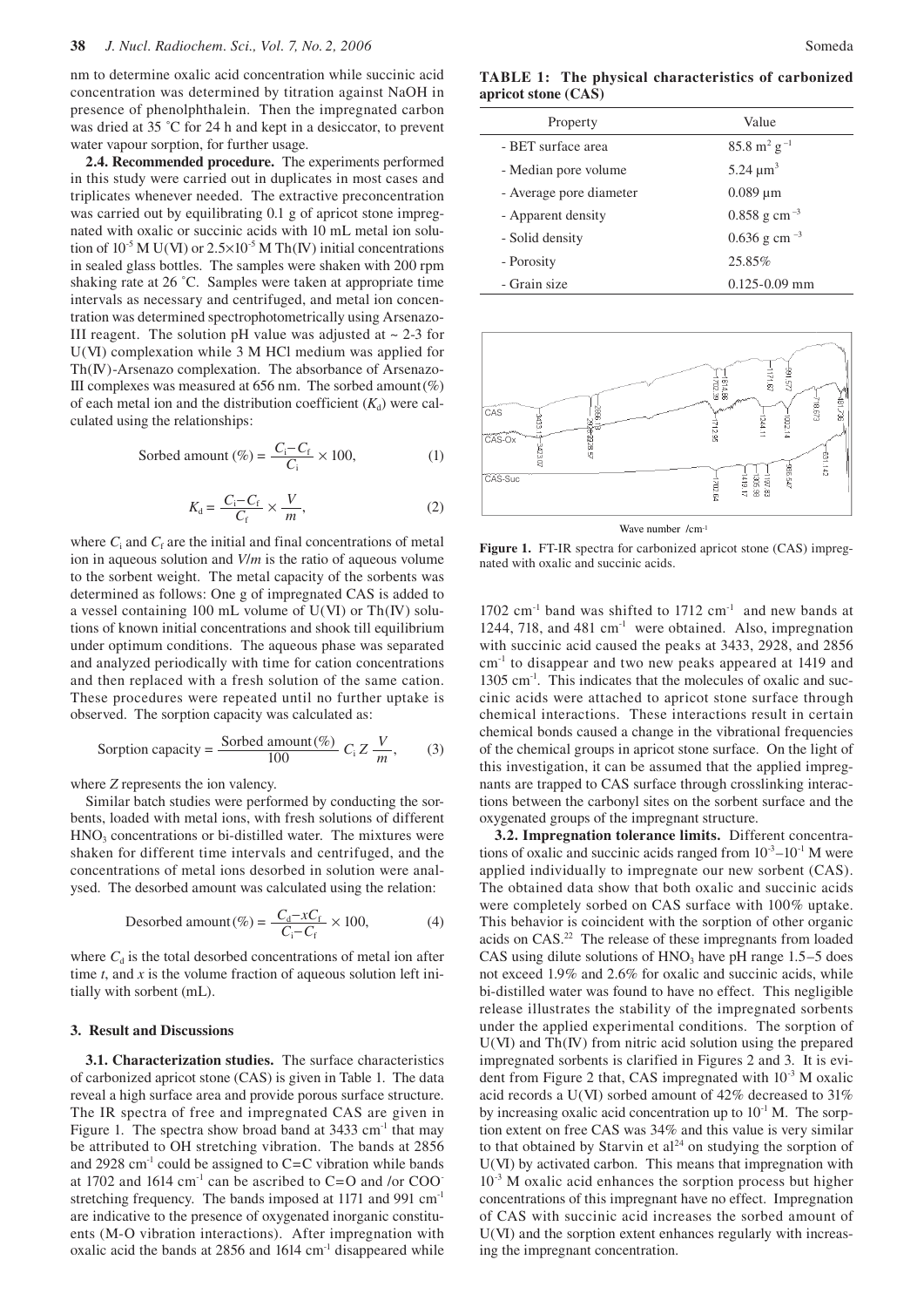nm to determine oxalic acid concentration while succinic acid concentration was determined by titration against NaOH in presence of phenolphthalein. Then the impregnated carbon was dried at 35 ˚C for 24 h and kept in a desiccator, to prevent water vapour sorption, for further usage.

**2.4. Recommended procedure.** The experiments performed in this study were carried out in duplicates in most cases and triplicates whenever needed. The extractive preconcentration was carried out by equilibrating 0.1 g of apricot stone impregnated with oxalic or succinic acids with 10 mL metal ion solution of $10^{-5}$ M U(VI) or $2.5\times10^{-5}$ M Th(IV) initial concentrations in sealed glass bottles. The samples were shaken with 200 rpm shaking rate at 26 ˚C. Samples were taken at appropriate time intervals as necessary and centrifuged, and metal ion concentration was determined spectrophotometrically using Arsenazo-III reagent. The solution pH value was adjusted at ~ 2-3 for U(VI) complexation while 3 M HCl medium was applied for Th(IV)-Arsenazo complexation. The absorbance of Arsenazo-III complexes was measured at 656 nm. The sorbed amount(%) of each metal ion and the distribution coefficient ($K_d$) were calculated using the relationships:

$$\text{Sorbed amount (\%)} = \frac{C_i - C_f}{C_i} \times 100, \tag{1}$$

$$K_d = \frac{C_i - C_f}{C_f} \times \frac{V}{m}, \tag{2}$$

where $C_i$ and $C_f$ are the initial and final concentrations of metal ion in aqueous solution and $V/m$ is the ratio of aqueous volume to the sorbent weight. The metal capacity of the sorbents was determined as follows: One g of impregnated CAS is added to a vessel containing 100 mL volume of U(VI) or Th(IV) solutions of known initial concentrations and shook till equilibrium under optimum conditions. The aqueous phase was separated and analyzed periodically with time for cation concentrations and then replaced with a fresh solution of the same cation. These procedures were repeated until no further uptake is observed. The sorption capacity was calculated as:

$$\text{Sorption capacity} = \frac{\text{Sorbed amount(\%)}}{100} \, C_i \, Z \, \frac{V}{m}, \tag{3}$$

where $Z$ represents the ion valency.

Similar batch studies were performed by conducting the sorbents, loaded with metal ions, with fresh solutions of different $HNO_3$ concentrations or bi-distilled water. The mixtures were shaken for different time intervals and centrifuged, and the concentrations of metal ions desorbed in solution were analysed. The desorbed amount was calculated using the relation:

$$\text{Desorbed amount(\%)} = \frac{C_d - xC_f}{C_i - C_f} \times 100, \tag{4}$$

where $C_d$ is the total desorbed concentrations of metal ion after time $t$, and $x$ is the volume fraction of aqueous solution left initially with sorbent (mL).

## 3. Result and Discussions

**3.1. Characterization studies.** The surface characteristics of carbonized apricot stone (CAS) is given in Table 1. The data reveal a high surface area and provide porous surface structure. The IR spectra of free and impregnated CAS are given in Figure 1. The spectra show broad band at 3433 $cm^{-1}$ that may be attributed to OH stretching vibration. The bands at 2856 and 2928 $cm^{-1}$ could be assigned to C=C vibration while bands at 1702 and 1614 $cm^{-1}$ can be ascribed to C=O and /or $COO^-$ stretching frequency. The bands imposed at 1171 and 991 $cm^{-1}$ are indicative to the presence of oxygenated inorganic constituents (M-O vibration interactions). After impregnation with oxalic acid the bands at 2856 and 1614 $cm^{-1}$ disappeared while 1702 $cm^{-1}$ band was shifted to 1712 $cm^{-1}$ and new bands at 1244, 718, and 481 $cm^{-1}$ were obtained. Also, impregnation with succinic acid caused the peaks at 3433, 2928, and 2856 $cm^{-1}$ to disappear and two new peaks appeared at 1419 and 1305 $cm^{-1}$. This indicates that the molecules of oxalic and succinic acids were attached to apricot stone surface through chemical interactions. These interactions result in certain chemical bonds caused a change in the vibrational frequencies of the chemical groups in apricot stone surface. On the light of this investigation, it can be assumed that the applied impregnants are trapped to CAS surface through crosslinking interactions between the carbonyl sites on the sorbent surface and the oxygenated groups of the impregnant structure.

**TABLE 1: The physical characteristics of carbonized apricot stone (CAS)**

| Property | Value |
|---|---|
| - BET surface area | 85.8 $m^2$ $g^{-1}$ |
| - Median pore volume | 5.24 $\mu m^3$ |
| - Average pore diameter | 0.089 μm |
| - Apparent density | 0.858 g $cm^{-3}$ |
| - Solid density | 0.636 g $cm^{-3}$ |
| - Porosity | 25.85% |
| - Grain size | 0.125-0.09 mm |

**Figure 1.** FT-IR spectra for carbonized apricot stone (CAS) impregnated with oxalic and succinic acids.

**3.2. Impregnation tolerance limits.** Different concentrations of oxalic and succinic acids ranged from $10^{-3}$–$10^{-1}$ M were applied individually to impregnate our new sorbent (CAS). The obtained data show that both oxalic and succinic acids were completely sorbed on CAS surface with 100% uptake. This behavior is coincident with the sorption of other organic acids on CAS.[22] The release of these impregnants from loaded CAS using dilute solutions of $HNO_3$ have pH range 1.5–5 does not exceed 1.9% and 2.6% for oxalic and succinic acids, while bi-distilled water was found to have no effect. This negligible release illustrates the stability of the impregnated sorbents under the applied experimental conditions. The sorption of U(VI) and Th(IV) from nitric acid solution using the prepared impregnated sorbents is clarified in Figures 2 and 3. It is evident from Figure 2 that, CAS impregnated with $10^{-3}$ M oxalic acid records a U(VI) sorbed amount of 42% decreased to 31% by increasing oxalic acid concentration up to $10^{-1}$ M. The sorption extent on free CAS was 34% and this value is very similar to that obtained by Starvin et al[24] on studying the sorption of U(VI) by activated carbon. This means that impregnation with $10^{-3}$ M oxalic acid enhances the sorption process but higher concentrations of this impregnant have no effect. Impregnation of CAS with succinic acid increases the sorbed amount of U(VI) and the sorption extent enhances regularly with increasing the impregnant concentration.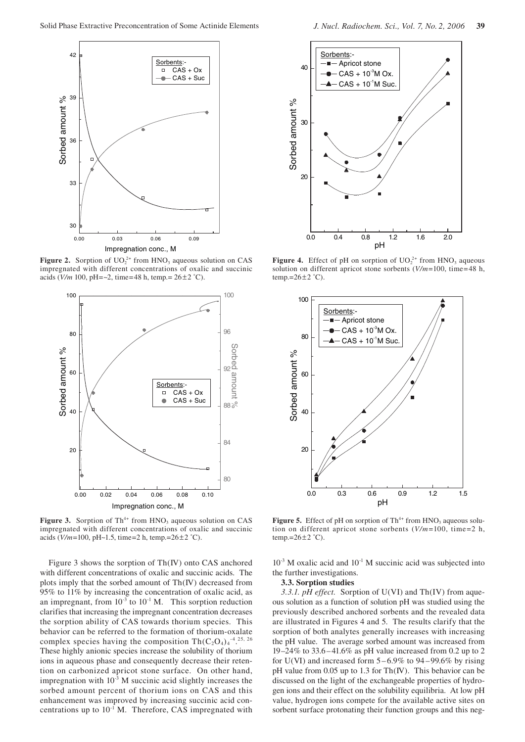**Figure 2.** Sorption of $UO_2^{2+}$ from $HNO_3$ aqueous solution on CAS impregnated with different concentrations of oxalic and succinic acids ($V/m$ 100, pH=~2, time=48 h, temp.= 26±2 ˚C).

**Figure 3.** Sorption of $Th^{4+}$ from $HNO_3$ aqueous solution on CAS impregnated with different concentrations of oxalic and succinic acids ($V/m$=100, pH~1.5, time=2 h, temp.=26±2 ˚C).

Figure 3 shows the sorption of Th(IV) onto CAS anchored with different concentrations of oxalic and succinic acids. The plots imply that the sorbed amount of Th(IV) decreased from 95% to 11% by increasing the concentration of oxalic acid, as an impregnant, from $10^{-3}$ to $10^{-1}$ M. This sorption reduction clarifies that increasing the impregnant concentration decreases the sorption ability of CAS towards thorium species. This behavior can be referred to the formation of thorium-oxalate complex species having the composition $Th(C_2O_4)_4^{-4}$.[25, 26] These highly anionic species increase the solubility of thorium ions in aqueous phase and consequently decrease their retention on carbonized apricot stone surface. On other hand, impregnation with $10^{-3}$ M succinic acid slightly increases the sorbed amount percent of thorium ions on CAS and this enhancement was improved by increasing succinic acid concentrations up to $10^{-1}$ M. Therefore, CAS impregnated with $10^{-3}$ M oxalic acid and $10^{-1}$ M succinic acid was subjected into the further investigations.

**Figure 4.** Effect of pH on sorption of $UO_2^{2+}$ from $HNO_3$ aqueous solution on different apricot stone sorbents ($V/m$=100, time=48 h, temp.=26±2 ˚C).

**Figure 5.** Effect of pH on sorption of $Th^{4+}$ from $HNO_3$ aqueous solution on different apricot stone sorbents ($V/m$=100, time=2 h, temp.=26±2 ˚C).

### 3.3. Sorption studies

*3.3.1. pH effect.* Sorption of U(VI) and Th(IV) from aqueous solution as a function of solution pH was studied using the previously described anchored sorbents and the revealed data are illustrated in Figures 4 and 5. The results clarify that the sorption of both analytes generally increases with increasing the pH value. The average sorbed amount was increased from 19–24% to 33.6–41.6% as pH value increased from 0.2 up to 2 for U(VI) and increased form 5–6.9% to 94–99.6% by rising pH value from 0.05 up to 1.3 for Th(IV). This behavior can be discussed on the light of the exchangeable properties of hydrogen ions and their effect on the solubility equilibria. At low pH value, hydrogen ions compete for the available active sites on sorbent surface protonating their function groups and this neg-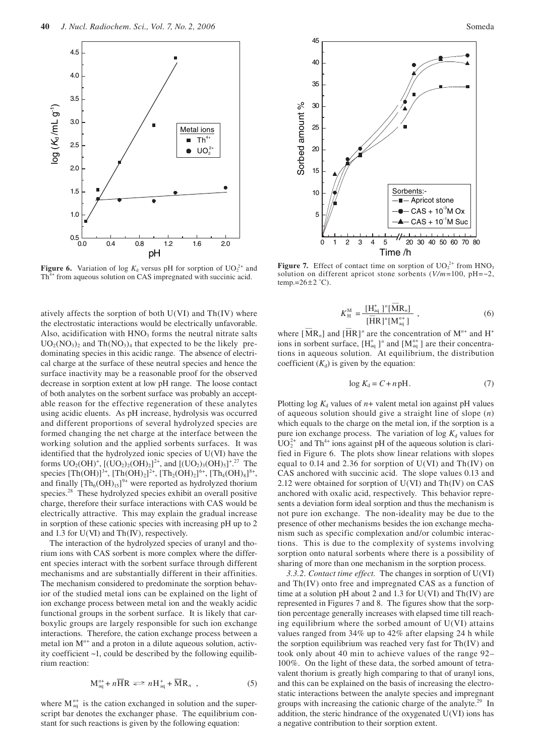**Figure 6.** Variation of log $K_d$ versus pH for sorption of $UO_2^{2+}$ and $Th^{4+}$ from aqueous solution on CAS impregnated with succinic acid.

**Figure 7.** Effect of contact time on sorption of $UO_2^{2+}$ from $HNO_3$ solution on different apricot stone sorbents ($V/m$=100, pH=~2, temp.=26±2 °C).

atively affects the sorption of both U(VI) and Th(IV) where the electrostatic interactions would be electrically unfavorable. Also, acidification with $HNO_3$ forms the neutral nitrate salts $UO_2(NO_3)_2$ and $Th(NO_3)_4$ that expected to be the likely predominating species in this acidic range. The absence of electrical charge at the surface of these neutral species and hence the surface inactivity may be a reasonable proof for the observed decrease in sorption extent at low pH range. The loose contact of both analytes on the sorbent surface was probably an acceptable reason for the effective regeneration of these analytes using acidic eluents. As pH increase, hydrolysis was occurred and different proportions of several hydrolyzed species are formed changing the net charge at the interface between the working solution and the applied sorbents surfaces. It was identified that the hydrolyzed ionic species of U(VI) have the forms $UO_2(OH)^+$, $[(UO_2)_2(OH)_2]^{2+}$, and $[(UO_2)_3(OH)_5]^+$.[27] The species $[Th(OH)]^{3+}$, $[Th(OH)_2]^{2+}$, $[Th_2(OH)_2]^{6+}$, $[Th_4(OH)_8]^{8+}$, and finally $[Th_6(OH)_{15}]^{9+}$ were reported as hydrolyzed thorium species.[28] These hydrolyzed species exhibit an overall positive charge, therefore their surface interactions with CAS would be electrically attractive. This may explain the gradual increase in sorption of these cationic species with increasing pH up to 2 and 1.3 for U(VI) and Th(IV), respectively.

The interaction of the hydrolyzed species of uranyl and thorium ions with CAS sorbent is more complex where the different species interact with the sorbent surface through different mechanisms and are substantially different in their affinities. The mechanism considered to predominate the sorption behavior of the studied metal ions can be explained on the light of ion exchange process between metal ion and the weakly acidic functional groups in the sorbent surface. It is likely that carboxylic groups are largely responsible for such ion exchange interactions. Therefore, the cation exchange process between a metal ion $M^{n+}$ and a proton in a dilute aqueous solution, activity coefficient ~1, could be described by the following equilibrium reaction:

$$M_{aq}^{n+} + n\overline{H}R \rightleftharpoons nH_{aq}^{+} + \overline{M}R_n \ , \tag{5}$$

where $M_{aq}^{n+}$ is the cation exchanged in solution and the superscript bar denotes the exchanger phase. The equilibrium constant for such reactions is given by the following equation:

$$K_{H}^{M} = \frac{[H_{aq}^{+}]^n[\overline{M}R_n]}{[\overline{H}R]^n[M_{aq}^{n+}]} \ , \tag{6}$$

where $[\overline{M}R_n]$ and $[\overline{H}R]^n$ are the concentration of $M^{n+}$ and $H^+$ ions in sorbent surface, $[H_{aq}^{+}]^n$ and $[M_{aq}^{n+}]$ are their concentrations in aqueous solution. At equilibrium, the distribution coefficient ($K_d$) is given by the equation:

$$\log K_d = C + n\,\text{pH}. \tag{7}$$

Plotting log $K_d$ values of $n$+ valent metal ion against pH values of aqueous solution should give a straight line of slope ($n$) which equals to the charge on the metal ion, if the sorption is a pure ion exchange process. The variation of log $K_d$ values for $UO_2^{2+}$ and $Th^{4+}$ ions against pH of the aqueous solution is clarified in Figure 6. The plots show linear relations with slopes equal to 0.14 and 2.36 for sorption of U(VI) and Th(IV) on CAS anchored with succinic acid. The slope values 0.13 and 2.12 were obtained for sorption of U(VI) and Th(IV) on CAS anchored with oxalic acid, respectively. This behavior represents a deviation form ideal sorption and thus the mechanism is not pure ion exchange. The non-ideality may be due to the presence of other mechanisms besides the ion exchange mechanism such as specific complexation and/or columbic interactions. This is due to the complexity of systems involving sorption onto natural sorbents where there is a possibility of sharing of more than one mechanism in the sorption process.

*3.3.2. Contact time effect.* The changes in sorption of U(VI) and Th(IV) onto free and impregnated CAS as a function of time at a solution pH about 2 and 1.3 for U(VI) and Th(IV) are represented in Figures 7 and 8. The figures show that the sorption percentage generally increases with elapsed time till reaching equilibrium where the sorbed amount of U(VI) attains values ranged from 34% up to 42% after elapsing 24 h while the sorption equilibrium was reached very fast for Th(IV) and took only about 40 min to achieve values of the range 92–100%. On the light of these data, the sorbed amount of tetravalent thorium is greatly high comparing to that of uranyl ions, and this can be explained on the basis of increasing the electrostatic interactions between the analyte species and impregnant groups with increasing the cationic charge of the analyte.[29] In addition, the steric hindrance of the oxygenated U(VI) ions has a negative contribution to their sorption extent.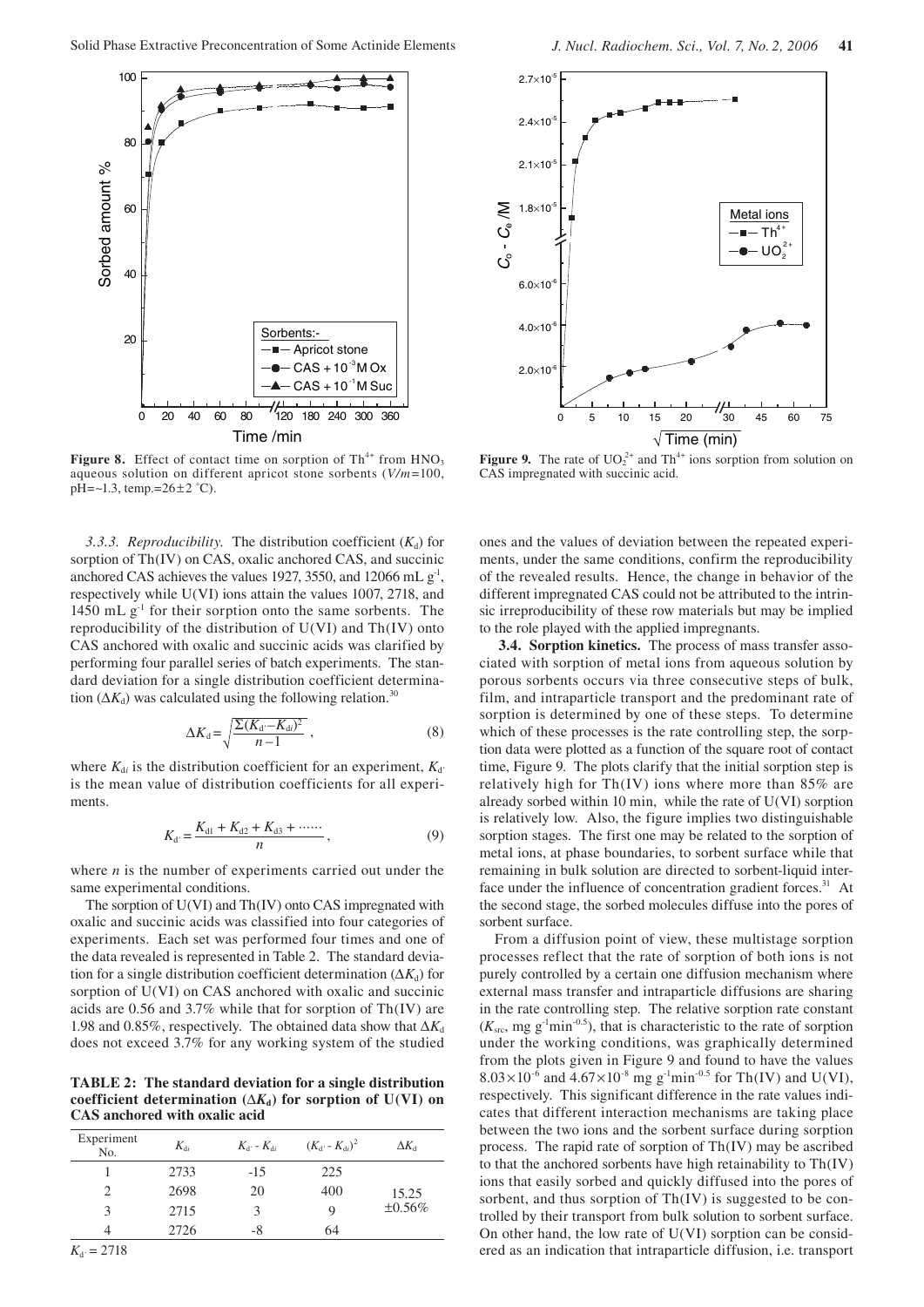**Figure 8.** Effect of contact time on sorption of $Th^{4+}$ from $HNO_3$ aqueous solution on different apricot stone sorbents ($V/m$=100, pH=~1.3, temp.=26±2 °C).

**Figure 9.** The rate of $UO_2^{2+}$ and $Th^{4+}$ ions sorption from solution on CAS impregnated with succinic acid.

*3.3.3. Reproducibility.* The distribution coefficient ($K_d$) for sorption of Th(IV) on CAS, oxalic anchored CAS, and succinic anchored CAS achieves the values 1927, 3550, and 12066 mL $g^{-1}$, respectively while U(VI) ions attain the values 1007, 2718, and 1450 mL $g^{-1}$ for their sorption onto the same sorbents. The reproducibility of the distribution of U(VI) and Th(IV) onto CAS anchored with oxalic and succinic acids was clarified by performing four parallel series of batch experiments. The standard deviation for a single distribution coefficient determination ($\Delta K_d$) was calculated using the following relation.[30]

$$\Delta K_d = \sqrt{\frac{\Sigma (K_{d'} - K_{di})^2}{n-1}}\ , \tag{8}$$

where $K_{di}$ is the distribution coefficient for an experiment, $K_{d'}$ is the mean value of distribution coefficients for all experiments.

$$K_{d'} = \frac{K_{d1} + K_{d2} + K_{d3} + \cdots\cdots}{n}\ , \tag{9}$$

where $n$ is the number of experiments carried out under the same experimental conditions.

The sorption of U(VI) and Th(IV) onto CAS impregnated with oxalic and succinic acids was classified into four categories of experiments. Each set was performed four times and one of the data revealed is represented in Table 2. The standard deviation for a single distribution coefficient determination ($\Delta K_d$) for sorption of U(VI) on CAS anchored with oxalic and succinic acids are 0.56 and 3.7% while that for sorption of Th(IV) are 1.98 and 0.85%, respectively. The obtained data show that $\Delta K_d$ does not exceed 3.7% for any working system of the studied

**TABLE 2: The standard deviation for a single distribution coefficient determination ($\Delta K_d$) for sorption of U(VI) on CAS anchored with oxalic acid**

| Experiment No. | $K_{di}$ | $K_{d'} - K_{di}$ | $(K_{d'} - K_{di})^2$ | $\Delta K_d$ |
|---|---|---|---|---|
| 1 | 2733 | -15 | 225 | |
| 2 | 2698 | 20 | 400 | 15.25 ±0.56% |
| 3 | 2715 | 3 | 9 | |
| 4 | 2726 | -8 | 64 | |

$K_{d'}$ = 2718

ones and the values of deviation between the repeated experiments, under the same conditions, confirm the reproducibility of the revealed results. Hence, the change in behavior of the different impregnated CAS could not be attributed to the intrinsic irreproducibility of these row materials but may be implied to the role played with the applied impregnants.

**3.4. Sorption kinetics.** The process of mass transfer associated with sorption of metal ions from aqueous solution by porous sorbents occurs via three consecutive steps of bulk, film, and intraparticle transport and the predominant rate of sorption is determined by one of these steps. To determine which of these processes is the rate controlling step, the sorption data were plotted as a function of the square root of contact time, Figure 9. The plots clarify that the initial sorption step is relatively high for Th(IV) ions where more than 85% are already sorbed within 10 min, while the rate of U(VI) sorption is relatively low. Also, the figure implies two distinguishable sorption stages. The first one may be related to the sorption of metal ions, at phase boundaries, to sorbent surface while that remaining in bulk solution are directed to sorbent-liquid interface under the influence of concentration gradient forces.[31] At the second stage, the sorbed molecules diffuse into the pores of sorbent surface.

From a diffusion point of view, these multistage sorption processes reflect that the rate of sorption of both ions is not purely controlled by a certain one diffusion mechanism where external mass transfer and intraparticle diffusions are sharing in the rate controlling step. The relative sorption rate constant ($K_{src}$, mg $g^{-1}min^{-0.5}$), that is characteristic to the rate of sorption under the working conditions, was graphically determined from the plots given in Figure 9 and found to have the values $8.03\times10^{-6}$ and $4.67\times10^{-8}$ mg $g^{-1}min^{-0.5}$ for Th(IV) and U(VI), respectively. This significant difference in the rate values indicates that different interaction mechanisms are taking place between the two ions and the sorbent surface during sorption process. The rapid rate of sorption of Th(IV) may be ascribed to that the anchored sorbents have high retainability to Th(IV) ions that easily sorbed and quickly diffused into the pores of sorbent, and thus sorption of Th(IV) is suggested to be controlled by their transport from bulk solution to sorbent surface. On other hand, the low rate of U(VI) sorption can be considered as an indication that intraparticle diffusion, i.e. transport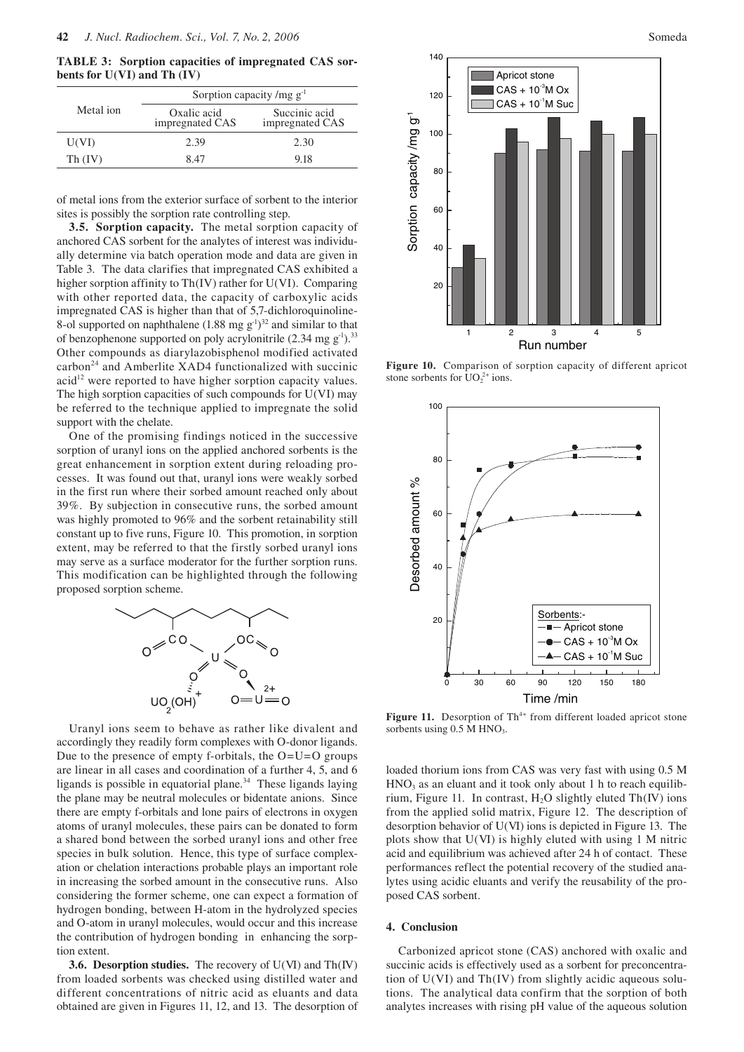**TABLE 3: Sorption capacities of impregnated CAS sorbents for U(VI) and Th (IV)**

| Metal ion | Sorption capacity /mg g$^{-1}$ | |
|---|---|---|
| | Oxalic acid impregnated CAS | Succinic acid impregnated CAS |
| U(VI) | 2.39 | 2.30 |
| Th (IV) | 8.47 | 9.18 |

of metal ions from the exterior surface of sorbent to the interior sites is possibly the sorption rate controlling step.

**3.5. Sorption capacity.** The metal sorption capacity of anchored CAS sorbent for the analytes of interest was individually determine via batch operation mode and data are given in Table 3. The data clarifies that impregnated CAS exhibited a higher sorption affinity to Th(IV) rather for U(VI). Comparing with other reported data, the capacity of carboxylic acids impregnated CAS is higher than that of 5,7-dichloroquinoline-8-ol supported on naphthalene (1.88 mg g$^{-1}$)[32] and similar to that of benzophenone supported on poly acrylonitrile (2.34 mg g$^{-1}$).[33] Other compounds as diarylazobisphenol modified activated carbon[24] and Amberlite XAD4 functionalized with succinic acid[12] were reported to have higher sorption capacity values. The high sorption capacities of such compounds for U(VI) may be referred to the technique applied to impregnate the solid support with the chelate.

One of the promising findings noticed in the successive sorption of uranyl ions on the applied anchored sorbents is the great enhancement in sorption extent during reloading processes. It was found out that, uranyl ions were weakly sorbed in the first run where their sorbed amount reached only about 39%. By subjection in consecutive runs, the sorbed amount was highly promoted to 96% and the sorbent retainability still constant up to five runs, Figure 10. This promotion, in sorption extent, may be referred to that the firstly sorbed uranyl ions may serve as a surface moderator for the further sorption runs. This modification can be highlighted through the following proposed sorption scheme.

Uranyl ions seem to behave as rather like divalent and accordingly they readily form complexes with O-donor ligands. Due to the presence of empty f-orbitals, the O=U=O groups are linear in all cases and coordination of a further 4, 5, and 6 ligands is possible in equatorial plane.[34] These ligands laying the plane may be neutral molecules or bidentate anions. Since there are empty f-orbitals and lone pairs of electrons in oxygen atoms of uranyl molecules, these pairs can be donated to form a shared bond between the sorbed uranyl ions and other free species in bulk solution. Hence, this type of surface complexation or chelation interactions probable plays an important role in increasing the sorbed amount in the consecutive runs. Also considering the former scheme, one can expect a formation of hydrogen bonding, between H-atom in the hydrolyzed species and O-atom in uranyl molecules, would occur and this increase the contribution of hydrogen bonding in enhancing the sorption extent.

**3.6. Desorption studies.** The recovery of U(VI) and Th(IV) from loaded sorbents was checked using distilled water and different concentrations of nitric acid as eluants and data obtained are given in Figures 11, 12, and 13. The desorption of loaded thorium ions from CAS was very fast with using 0.5 M $HNO_3$ as an eluant and it took only about 1 h to reach equilibrium, Figure 11. In contrast, $H_2O$ slightly eluted Th(IV) ions from the applied solid matrix, Figure 12. The description of desorption behavior of U(VI) ions is depicted in Figure 13. The plots show that U(VI) is highly eluted with using 1 M nitric acid and equilibrium was achieved after 24 h of contact. These performances reflect the potential recovery of the studied analytes using acidic eluants and verify the reusability of the proposed CAS sorbent.

**Figure 10.** Comparison of sorption capacity of different apricot stone sorbents for $UO_2^{2+}$ ions.

**Figure 11.** Desorption of $Th^{4+}$ from different loaded apricot stone sorbents using 0.5 M $HNO_3$.

## 4. Conclusion

Carbonized apricot stone (CAS) anchored with oxalic and succinic acids is effectively used as a sorbent for preconcentration of U(VI) and Th(IV) from slightly acidic aqueous solutions. The analytical data confirm that the sorption of both analytes increases with rising pH value of the aqueous solution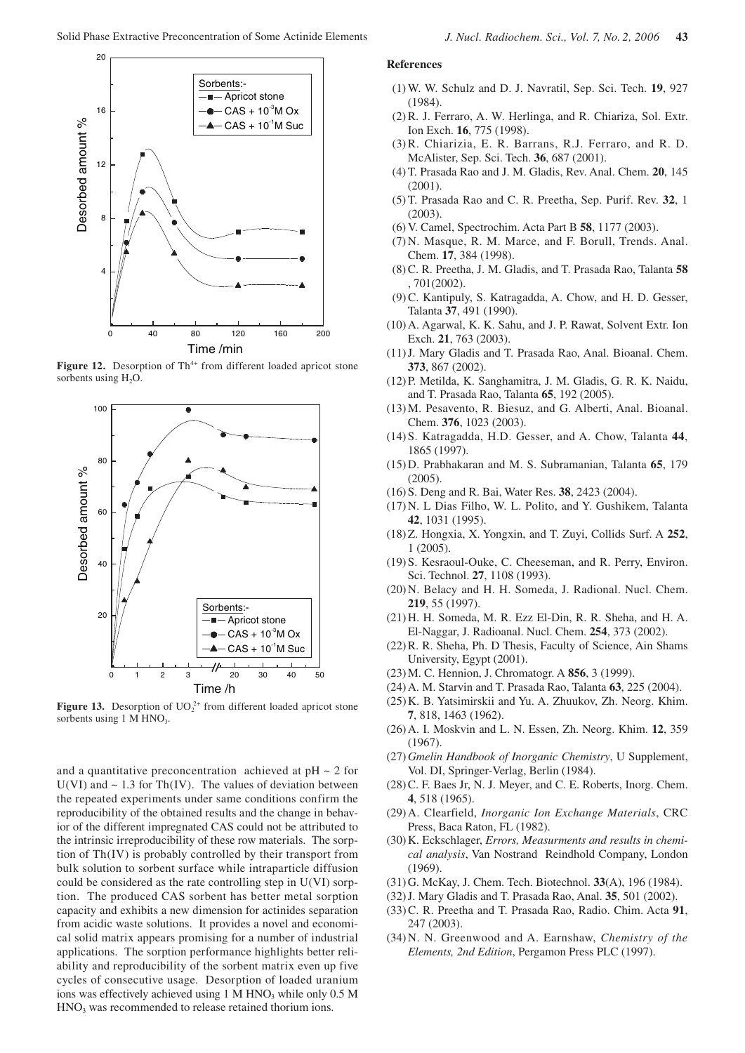20

16

12

8

4

0 40 80 120 160 200

Desorbed amount %

Time /min

Sorbents:-
Apricot stone
CAS + $10^{-3}$M Ox
CAS + $10^{-1}$M Suc

**Figure 12.** Desorption of $Th^{4+}$ from different loaded apricot stone sorbents using $H_2O$.

100

80

60

40

20

0 1 2 3 20 30 40 50

Desorbed amount %

Time /h

Sorbents:-
Apricot stone
CAS + $10^{-3}$M Ox
CAS + $10^{-1}$M Suc

**Figure 13.** Desorption of $UO_2^{2+}$ from different loaded apricot stone sorbents using 1 M $HNO_3$.

and a quantitative preconcentration achieved at pH ~ 2 for U(VI) and ~ 1.3 for Th(IV). The values of deviation between the repeated experiments under same conditions confirm the reproducibility of the obtained results and the change in behavior of the different impregnated CAS could not be attributed to the intrinsic irreproducibility of these row materials. The sorption of Th(IV) is probably controlled by their transport from bulk solution to sorbent surface while intraparticle diffusion could be considered as the rate controlling step in U(VI) sorption. The produced CAS sorbent has better metal sorption capacity and exhibits a new dimension for actinides separation from acidic waste solutions. It provides a novel and economical solid matrix appears promising for a number of industrial applications. The sorption performance highlights better reliability and reproducibility of the sorbent matrix even up five cycles of consecutive usage. Desorption of loaded uranium ions was effectively achieved using 1 M $HNO_3$ while only 0.5 M $HNO_3$ was recommended to release retained thorium ions.

## References

(1) W. W. Schulz and D. J. Navratil, Sep. Sci. Tech. **19**, 927 (1984).

(2) R. J. Ferraro, A. W. Herlinga, and R. Chiariza, Sol. Extr. Ion Exch. **16**, 775 (1998).

(3) R. Chiarizia, E. R. Barrans, R.J. Ferraro, and R. D. McAlister, Sep. Sci. Tech. **36**, 687 (2001).

(4) T. Prasada Rao and J. M. Gladis, Rev. Anal. Chem. **20**, 145 (2001).

(5) T. Prasada Rao and C. R. Preetha, Sep. Purif. Rev. **32**, 1 (2003).

(6) V. Camel, Spectrochim. Acta Part B **58**, 1177 (2003).

(7) N. Masque, R. M. Marce, and F. Borull, Trends. Anal. Chem. **17**, 384 (1998).

(8) C. R. Preetha, J. M. Gladis, and T. Prasada Rao, Talanta **58**, 701(2002).

(9) C. Kantipuly, S. Katragadda, A. Chow, and H. D. Gesser, Talanta **37**, 491 (1990).

(10) A. Agarwal, K. K. Sahu, and J. P. Rawat, Solvent Extr. Ion Exch. **21**, 763 (2003).

(11) J. Mary Gladis and T. Prasada Rao, Anal. Bioanal. Chem. **373**, 867 (2002).

(12) P. Metilda, K. Sanghamitra, J. M. Gladis, G. R. K. Naidu, and T. Prasada Rao, Talanta **65**, 192 (2005).

(13) M. Pesavento, R. Biesuz, and G. Alberti, Anal. Bioanal. Chem. **376**, 1023 (2003).

(14) S. Katragadda, H.D. Gesser, and A. Chow, Talanta **44**, 1865 (1997).

(15) D. Prabhakaran and M. S. Subramanian, Talanta **65**, 179 (2005).

(16) S. Deng and R. Bai, Water Res. **38**, 2423 (2004).

(17) N. L Dias Filho, W. L. Polito, and Y. Gushikem, Talanta **42**, 1031 (1995).

(18) Z. Hongxia, X. Yongxin, and T. Zuyi, Collids Surf. A **252**, 1 (2005).

(19) S. Kesraoul-Ouke, C. Cheeseman, and R. Perry, Environ. Sci. Technol. **27**, 1108 (1993).

(20) N. Belacy and H. H. Someda, J. Radional. Nucl. Chem. **219**, 55 (1997).

(21) H. H. Someda, M. R. Ezz El-Din, R. R. Sheha, and H. A. El-Naggar, J. Radioanal. Nucl. Chem. **254**, 373 (2002).

(22) R. R. Sheha, Ph. D Thesis, Faculty of Science, Ain Shams University, Egypt (2001).

(23) M. C. Hennion, J. Chromatogr. A **856**, 3 (1999).

(24) A. M. Starvin and T. Prasada Rao, Talanta **63**, 225 (2004).

(25) K. B. Yatsimirskii and Yu. A. Zhuukov, Zh. Neorg. Khim. **7**, 818, 1463 (1962).

(26) A. I. Moskvin and L. N. Essen, Zh. Neorg. Khim. **12**, 359 (1967).

(27) *Gmelin Handbook of Inorganic Chemistry*, U Supplement, Vol. DI, Springer-Verlag, Berlin (1984).

(28) C. F. Baes Jr, N. J. Meyer, and C. E. Roberts, Inorg. Chem. **4**, 518 (1965).

(29) A. Clearfield, *Inorganic Ion Exchange Materials*, CRC Press, Baca Raton, FL (1982).

(30) K. Eckschlager, *Errors, Measurments and results in chemical analysis*, Van Nostrand Reindhold Company, London (1969).

(31) G. McKay, J. Chem. Tech. Biotechnol. **33**(A), 196 (1984).

(32) J. Mary Gladis and T. Prasada Rao, Anal. **35**, 501 (2002).

(33) C. R. Preetha and T. Prasada Rao, Radio. Chim. Acta **91**, 247 (2003).

(34) N. N. Greenwood and A. Earnshaw, *Chemistry of the Elements, 2nd Edition*, Pergamon Press PLC (1997).